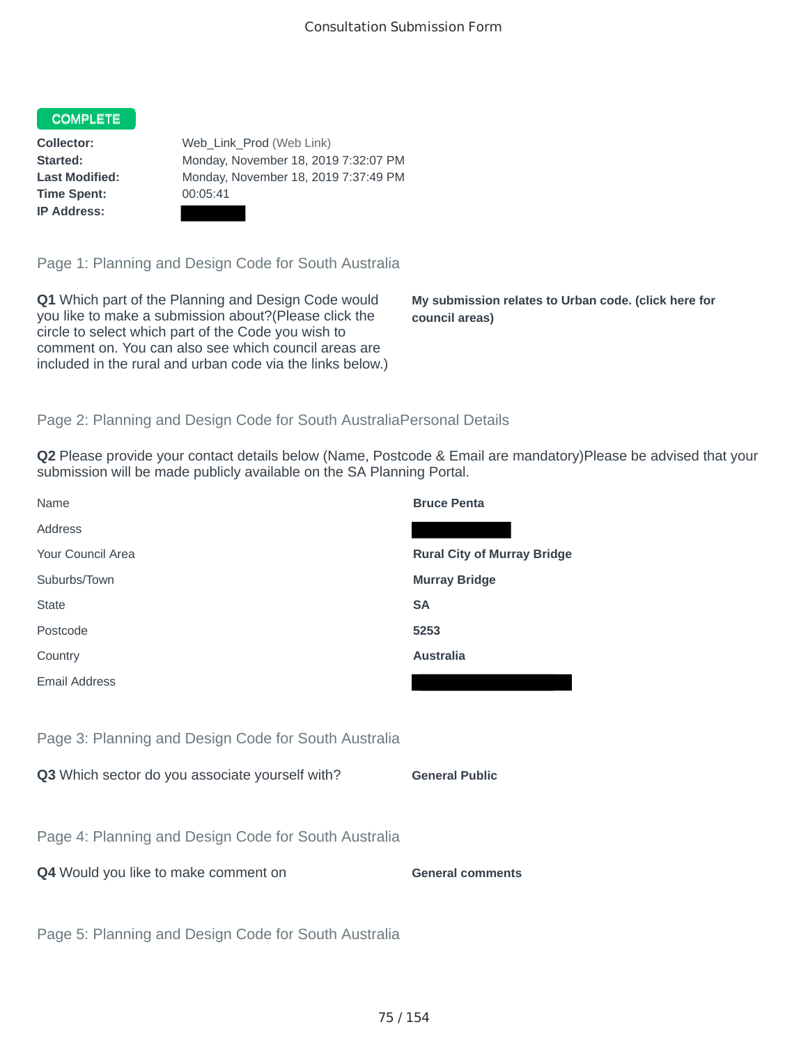Consultation Submission Form

**COMPLETE**

| | |
|---|---|
| **Collector:** | Web_Link_Prod (Web Link) |
| **Started:** | Monday, November 18, 2019 7:32:07 PM |
| **Last Modified:** | Monday, November 18, 2019 7:37:49 PM |
| **Time Spent:** | 00:05:41 |
| **IP Address:** | |

## Page 1: Planning and Design Code for South Australia

**Q1** Which part of the Planning and Design Code would you like to make a submission about?(Please click the circle to select which part of the Code you wish to comment on. You can also see which council areas are included in the rural and urban code via the links below.)

**My submission relates to Urban code. (click here for council areas)**

## Page 2: Planning and Design Code for South AustraliaPersonal Details

**Q2** Please provide your contact details below (Name, Postcode & Email are mandatory)Please be advised that your submission will be made publicly available on the SA Planning Portal.

| | |
|---|---|
| Name | **Bruce Penta** |
| Address | |
| Your Council Area | **Rural City of Murray Bridge** |
| Suburbs/Town | **Murray Bridge** |
| State | **SA** |
| Postcode | **5253** |
| Country | **Australia** |
| Email Address | |

## Page 3: Planning and Design Code for South Australia

**Q3** Which sector do you associate yourself with? **General Public**

## Page 4: Planning and Design Code for South Australia

**Q4** Would you like to make comment on **General comments**

## Page 5: Planning and Design Code for South Australia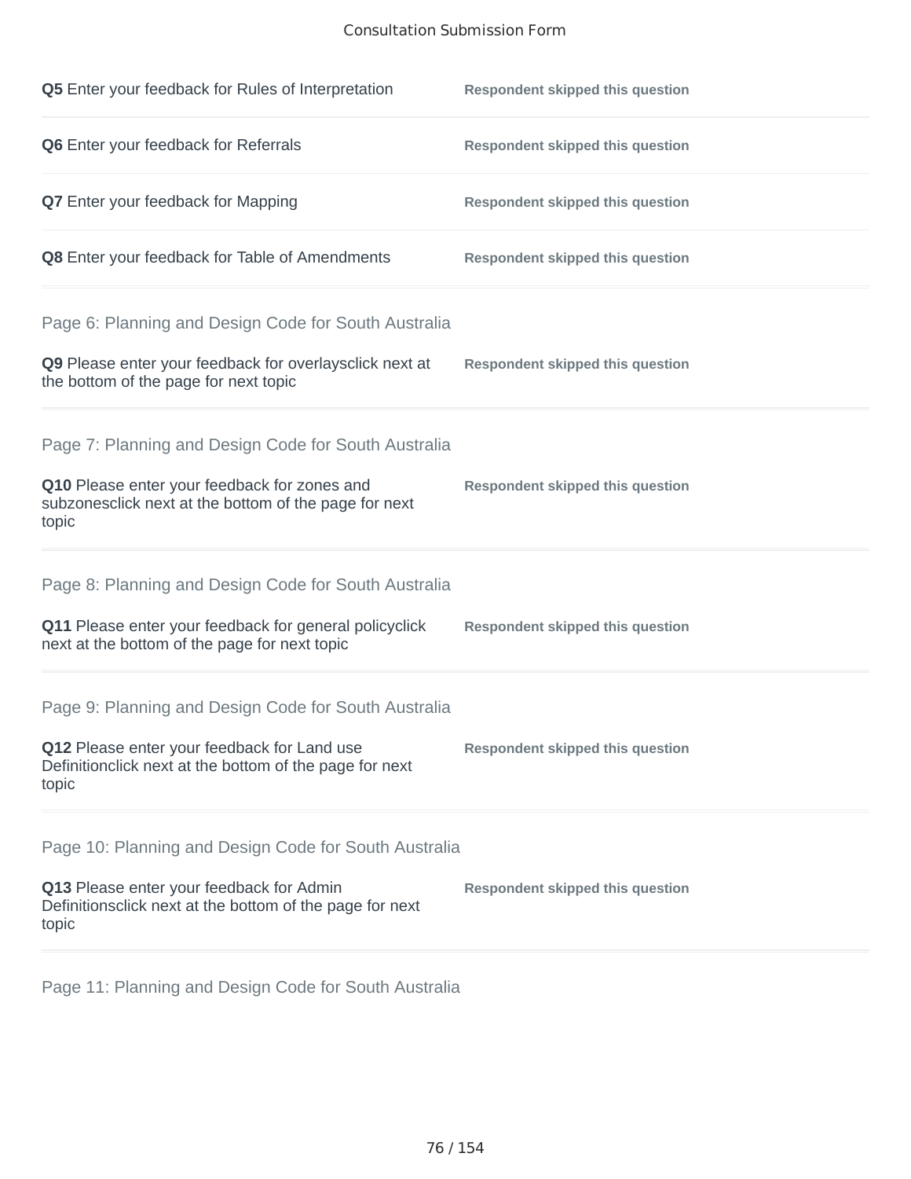**Q5** Enter your feedback for Rules of Interpretation — **Respondent skipped this question**

**Q6** Enter your feedback for Referrals — **Respondent skipped this question**

**Q7** Enter your feedback for Mapping — **Respondent skipped this question**

**Q8** Enter your feedback for Table of Amendments — **Respondent skipped this question**

## Page 6: Planning and Design Code for South Australia

**Q9** Please enter your feedback for overlaysclick next at the bottom of the page for next topic — **Respondent skipped this question**

## Page 7: Planning and Design Code for South Australia

**Q10** Please enter your feedback for zones and subzonesclick next at the bottom of the page for next topic — **Respondent skipped this question**

## Page 8: Planning and Design Code for South Australia

**Q11** Please enter your feedback for general policyclick next at the bottom of the page for next topic — **Respondent skipped this question**

## Page 9: Planning and Design Code for South Australia

**Q12** Please enter your feedback for Land use Definitionclick next at the bottom of the page for next topic — **Respondent skipped this question**

## Page 10: Planning and Design Code for South Australia

**Q13** Please enter your feedback for Admin Definitionsclick next at the bottom of the page for next topic — **Respondent skipped this question**

## Page 11: Planning and Design Code for South Australia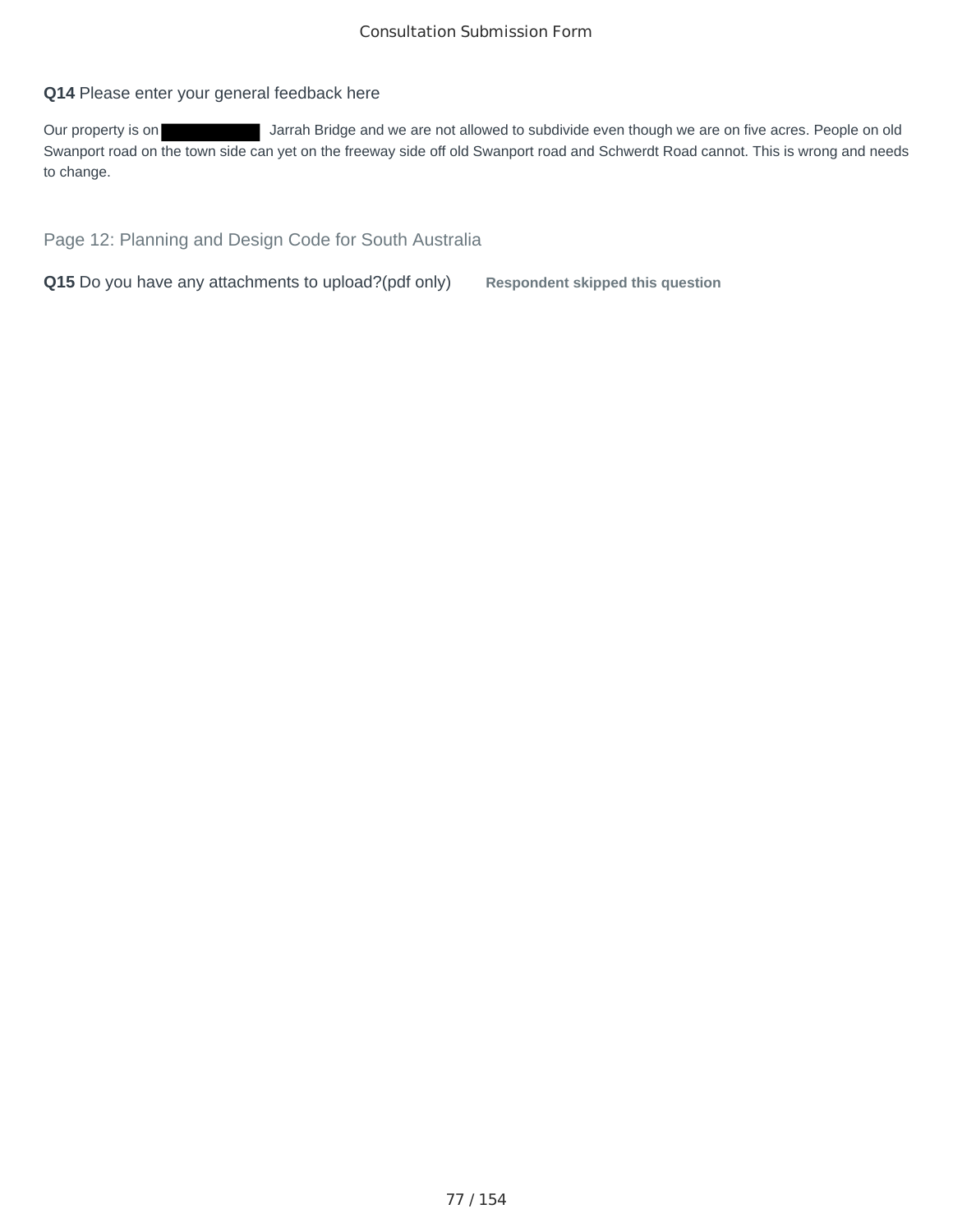**Q14** Please enter your general feedback here

Our property is on ████████ Jarrah Bridge and we are not allowed to subdivide even though we are on five acres. People on old Swanport road on the town side can yet on the freeway side off old Swanport road and Schwerdt Road cannot. This is wrong and needs to change.

## Page 12: Planning and Design Code for South Australia

**Q15** Do you have any attachments to upload?(pdf only) **Respondent skipped this question**